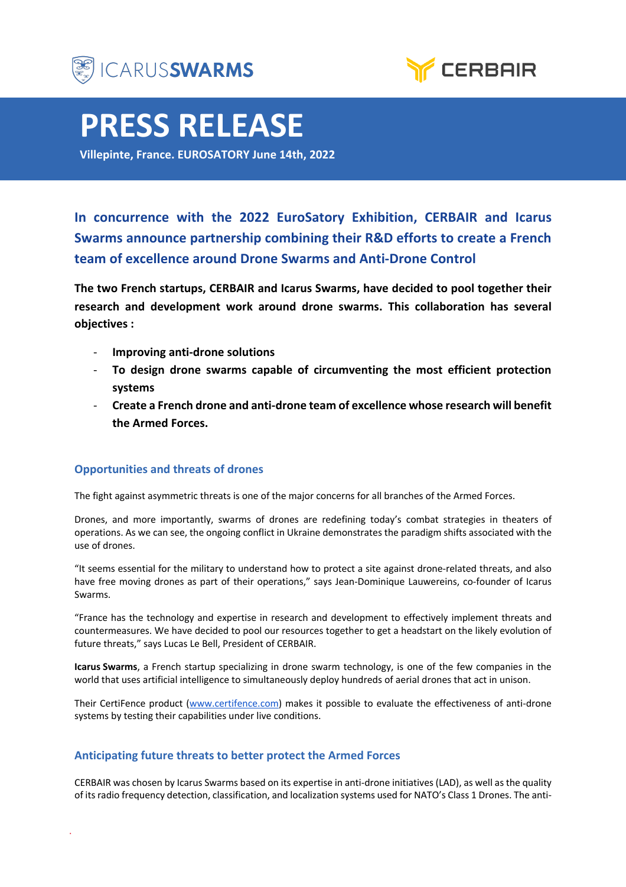ICARUS**SWARMS** CERBAIR

# PRESS RELEASE

**Villepinte, France. EUROSATORY June 14th, 2022**

## In concurrence with the 2022 EuroSatory Exhibition, CERBAIR and Icarus Swarms announce partnership combining their R&D efforts to create a French team of excellence around Drone Swarms and Anti-Drone Control

**The two French startups, CERBAIR and Icarus Swarms, have decided to pool together their research and development work around drone swarms. This collaboration has several objectives :**

- **Improving anti-drone solutions**
- **To design drone swarms capable of circumventing the most efficient protection systems**
- **Create a French drone and anti-drone team of excellence whose research will benefit the Armed Forces.**

### Opportunities and threats of drones

The fight against asymmetric threats is one of the major concerns for all branches of the Armed Forces.

Drones, and more importantly, swarms of drones are redefining today's combat strategies in theaters of operations. As we can see, the ongoing conflict in Ukraine demonstrates the paradigm shifts associated with the use of drones.

"It seems essential for the military to understand how to protect a site against drone-related threats, and also have free moving drones as part of their operations," says Jean-Dominique Lauwereins, co-founder of Icarus Swarms.

"France has the technology and expertise in research and development to effectively implement threats and countermeasures. We have decided to pool our resources together to get a headstart on the likely evolution of future threats," says Lucas Le Bell, President of CERBAIR.

**Icarus Swarms**, a French startup specializing in drone swarm technology, is one of the few companies in the world that uses artificial intelligence to simultaneously deploy hundreds of aerial drones that act in unison.

Their CertiFence product (www.certifence.com) makes it possible to evaluate the effectiveness of anti-drone systems by testing their capabilities under live conditions.

### Anticipating future threats to better protect the Armed Forces

CERBAIR was chosen by Icarus Swarms based on its expertise in anti-drone initiatives (LAD), as well as the quality of its radio frequency detection, classification, and localization systems used for NATO's Class 1 Drones. The anti-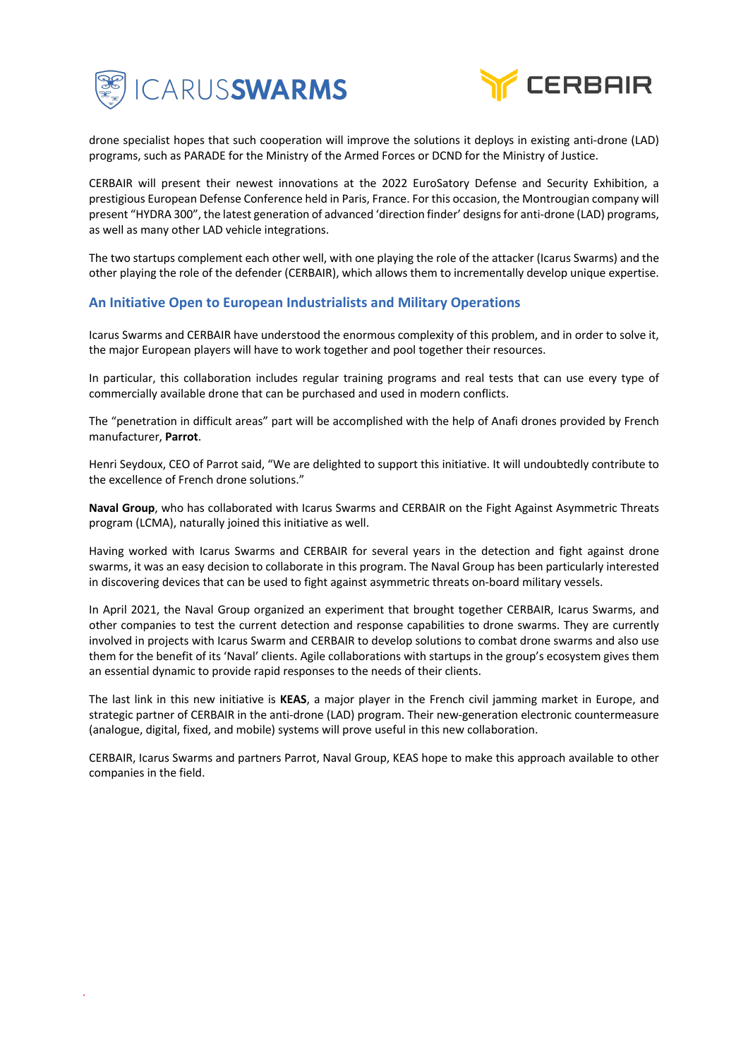drone specialist hopes that such cooperation will improve the solutions it deploys in existing anti-drone (LAD) programs, such as PARADE for the Ministry of the Armed Forces or DCND for the Ministry of Justice.

CERBAIR will present their newest innovations at the 2022 EuroSatory Defense and Security Exhibition, a prestigious European Defense Conference held in Paris, France. For this occasion, the Montrougian company will present "HYDRA 300", the latest generation of advanced 'direction finder' designs for anti-drone (LAD) programs, as well as many other LAD vehicle integrations.

The two startups complement each other well, with one playing the role of the attacker (Icarus Swarms) and the other playing the role of the defender (CERBAIR), which allows them to incrementally develop unique expertise.

## An Initiative Open to European Industrialists and Military Operations

Icarus Swarms and CERBAIR have understood the enormous complexity of this problem, and in order to solve it, the major European players will have to work together and pool together their resources.

In particular, this collaboration includes regular training programs and real tests that can use every type of commercially available drone that can be purchased and used in modern conflicts.

The "penetration in difficult areas" part will be accomplished with the help of Anafi drones provided by French manufacturer, **Parrot**.

Henri Seydoux, CEO of Parrot said, "We are delighted to support this initiative. It will undoubtedly contribute to the excellence of French drone solutions."

**Naval Group**, who has collaborated with Icarus Swarms and CERBAIR on the Fight Against Asymmetric Threats program (LCMA), naturally joined this initiative as well.

Having worked with Icarus Swarms and CERBAIR for several years in the detection and fight against drone swarms, it was an easy decision to collaborate in this program. The Naval Group has been particularly interested in discovering devices that can be used to fight against asymmetric threats on-board military vessels.

In April 2021, the Naval Group organized an experiment that brought together CERBAIR, Icarus Swarms, and other companies to test the current detection and response capabilities to drone swarms. They are currently involved in projects with Icarus Swarm and CERBAIR to develop solutions to combat drone swarms and also use them for the benefit of its 'Naval' clients. Agile collaborations with startups in the group's ecosystem gives them an essential dynamic to provide rapid responses to the needs of their clients.

The last link in this new initiative is **KEAS**, a major player in the French civil jamming market in Europe, and strategic partner of CERBAIR in the anti-drone (LAD) program. Their new-generation electronic countermeasure (analogue, digital, fixed, and mobile) systems will prove useful in this new collaboration.

CERBAIR, Icarus Swarms and partners Parrot, Naval Group, KEAS hope to make this approach available to other companies in the field.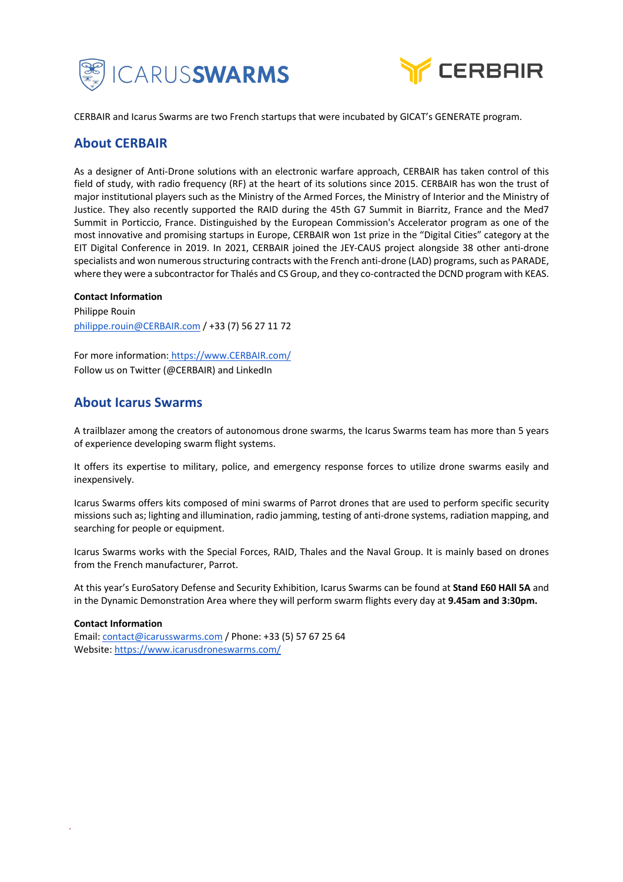CERBAIR and Icarus Swarms are two French startups that were incubated by GICAT's GENERATE program.

## About CERBAIR

As a designer of Anti-Drone solutions with an electronic warfare approach, CERBAIR has taken control of this field of study, with radio frequency (RF) at the heart of its solutions since 2015. CERBAIR has won the trust of major institutional players such as the Ministry of the Armed Forces, the Ministry of Interior and the Ministry of Justice. They also recently supported the RAID during the 45th G7 Summit in Biarritz, France and the Med7 Summit in Porticcio, France. Distinguished by the European Commission's Accelerator program as one of the most innovative and promising startups in Europe, CERBAIR won 1st prize in the "Digital Cities" category at the EIT Digital Conference in 2019. In 2021, CERBAIR joined the JEY-CAUS project alongside 38 other anti-drone specialists and won numerous structuring contracts with the French anti-drone (LAD) programs, such as PARADE, where they were a subcontractor for Thalés and CS Group, and they co-contracted the DCND program with KEAS.

**Contact Information**

Philippe Rouin
philippe.rouin@CERBAIR.com / +33 (7) 56 27 11 72

For more information: https://www.CERBAIR.com/
Follow us on Twitter (@CERBAIR) and LinkedIn

## About Icarus Swarms

A trailblazer among the creators of autonomous drone swarms, the Icarus Swarms team has more than 5 years of experience developing swarm flight systems.

It offers its expertise to military, police, and emergency response forces to utilize drone swarms easily and inexpensively.

Icarus Swarms offers kits composed of mini swarms of Parrot drones that are used to perform specific security missions such as; lighting and illumination, radio jamming, testing of anti-drone systems, radiation mapping, and searching for people or equipment.

Icarus Swarms works with the Special Forces, RAID, Thales and the Naval Group. It is mainly based on drones from the French manufacturer, Parrot.

At this year's EuroSatory Defense and Security Exhibition, Icarus Swarms can be found at **Stand E60 HAll 5A** and in the Dynamic Demonstration Area where they will perform swarm flights every day at **9.45am and 3:30pm.**

**Contact Information**

Email: contact@icarusswarms.com / Phone: +33 (5) 57 67 25 64
Website: https://www.icarusdroneswarms.com/